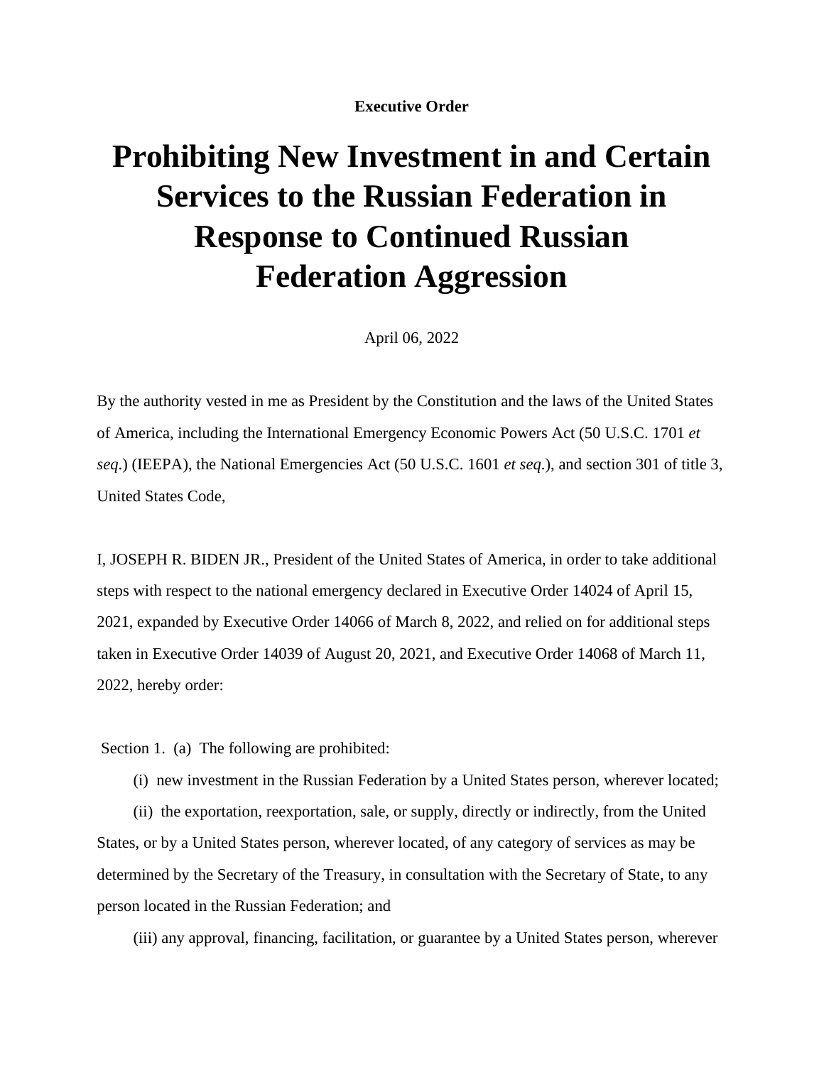**Executive Order**

# Prohibiting New Investment in and Certain Services to the Russian Federation in Response to Continued Russian Federation Aggression

April 06, 2022

By the authority vested in me as President by the Constitution and the laws of the United States of America, including the International Emergency Economic Powers Act (50 U.S.C. 1701 *et seq.*) (IEEPA), the National Emergencies Act (50 U.S.C. 1601 *et seq.*), and section 301 of title 3, United States Code,

I, JOSEPH R. BIDEN JR., President of the United States of America, in order to take additional steps with respect to the national emergency declared in Executive Order 14024 of April 15, 2021, expanded by Executive Order 14066 of March 8, 2022, and relied on for additional steps taken in Executive Order 14039 of August 20, 2021, and Executive Order 14068 of March 11, 2022, hereby order:

Section 1. (a) The following are prohibited:

(i) new investment in the Russian Federation by a United States person, wherever located;

(ii) the exportation, reexportation, sale, or supply, directly or indirectly, from the United States, or by a United States person, wherever located, of any category of services as may be determined by the Secretary of the Treasury, in consultation with the Secretary of State, to any person located in the Russian Federation; and

(iii) any approval, financing, facilitation, or guarantee by a United States person, wherever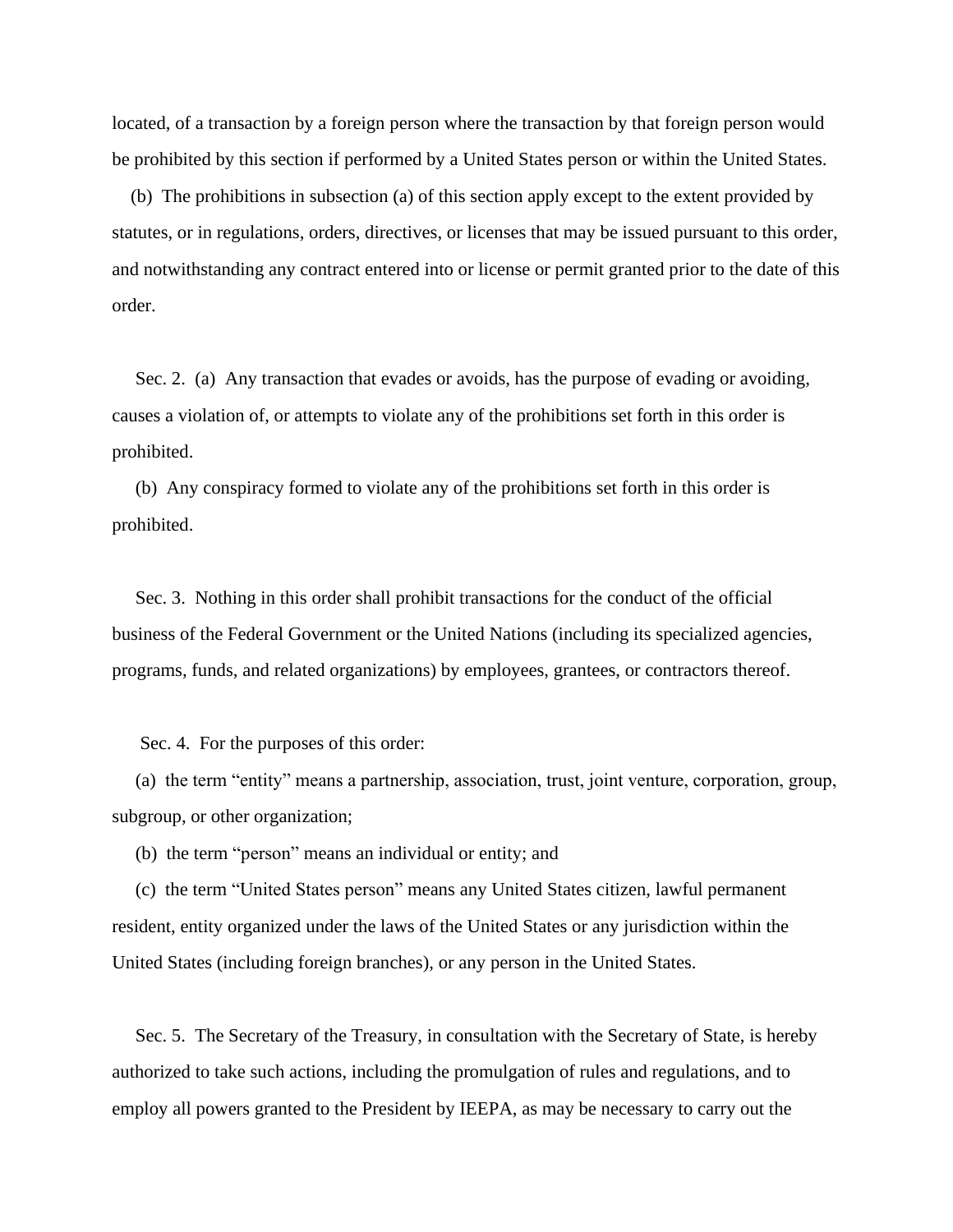located, of a transaction by a foreign person where the transaction by that foreign person would be prohibited by this section if performed by a United States person or within the United States.

(b) The prohibitions in subsection (a) of this section apply except to the extent provided by statutes, or in regulations, orders, directives, or licenses that may be issued pursuant to this order, and notwithstanding any contract entered into or license or permit granted prior to the date of this order.

Sec. 2. (a) Any transaction that evades or avoids, has the purpose of evading or avoiding, causes a violation of, or attempts to violate any of the prohibitions set forth in this order is prohibited.

(b) Any conspiracy formed to violate any of the prohibitions set forth in this order is prohibited.

Sec. 3. Nothing in this order shall prohibit transactions for the conduct of the official business of the Federal Government or the United Nations (including its specialized agencies, programs, funds, and related organizations) by employees, grantees, or contractors thereof.

Sec. 4. For the purposes of this order:

(a) the term “entity” means a partnership, association, trust, joint venture, corporation, group, subgroup, or other organization;

(b) the term “person” means an individual or entity; and

(c) the term “United States person” means any United States citizen, lawful permanent resident, entity organized under the laws of the United States or any jurisdiction within the United States (including foreign branches), or any person in the United States.

Sec. 5. The Secretary of the Treasury, in consultation with the Secretary of State, is hereby authorized to take such actions, including the promulgation of rules and regulations, and to employ all powers granted to the President by IEEPA, as may be necessary to carry out the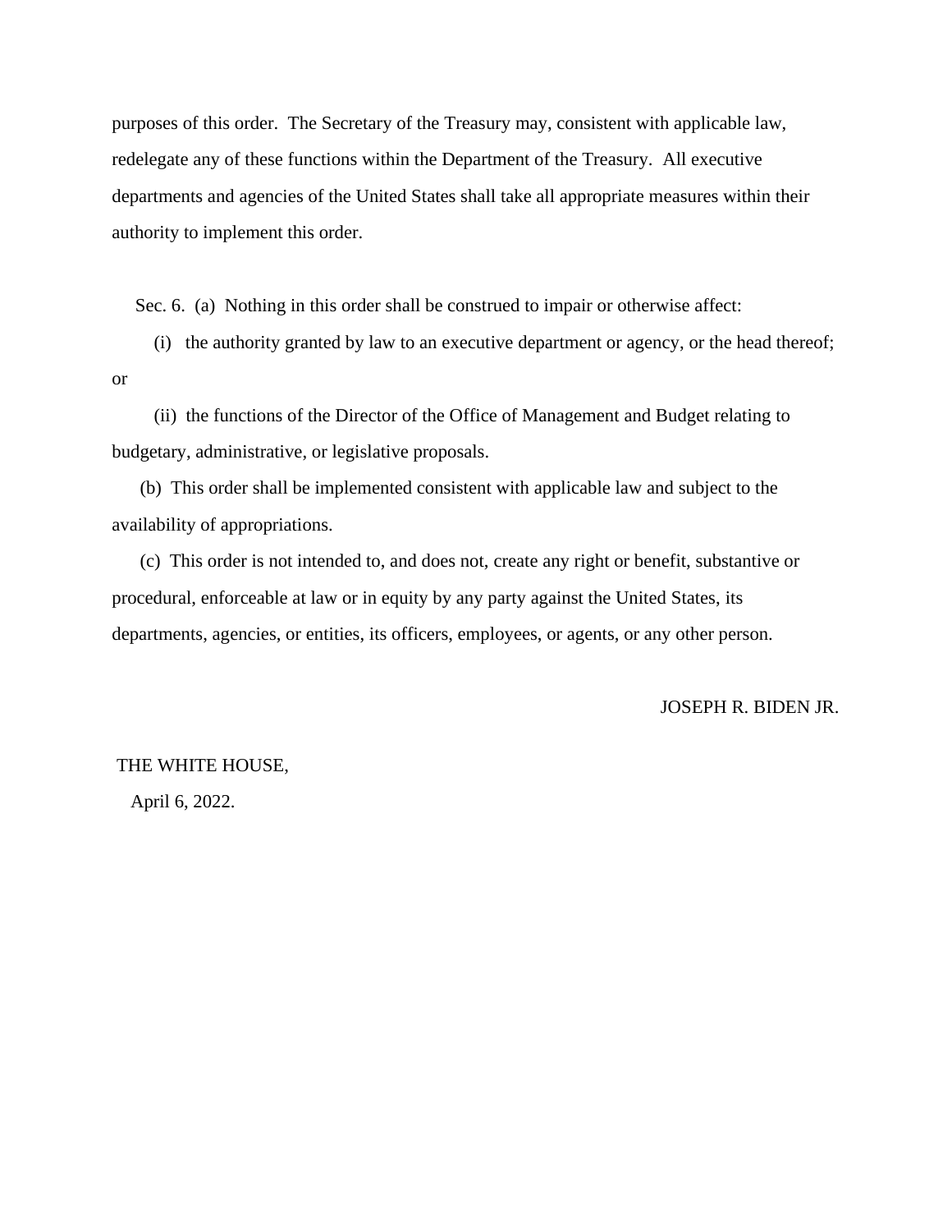purposes of this order. The Secretary of the Treasury may, consistent with applicable law, redelegate any of these functions within the Department of the Treasury. All executive departments and agencies of the United States shall take all appropriate measures within their authority to implement this order.

Sec. 6. (a) Nothing in this order shall be construed to impair or otherwise affect:

(i) the authority granted by law to an executive department or agency, or the head thereof; or

(ii) the functions of the Director of the Office of Management and Budget relating to budgetary, administrative, or legislative proposals.

(b) This order shall be implemented consistent with applicable law and subject to the availability of appropriations.

(c) This order is not intended to, and does not, create any right or benefit, substantive or procedural, enforceable at law or in equity by any party against the United States, its departments, agencies, or entities, its officers, employees, or agents, or any other person.

JOSEPH R. BIDEN JR.

THE WHITE HOUSE,
April 6, 2022.